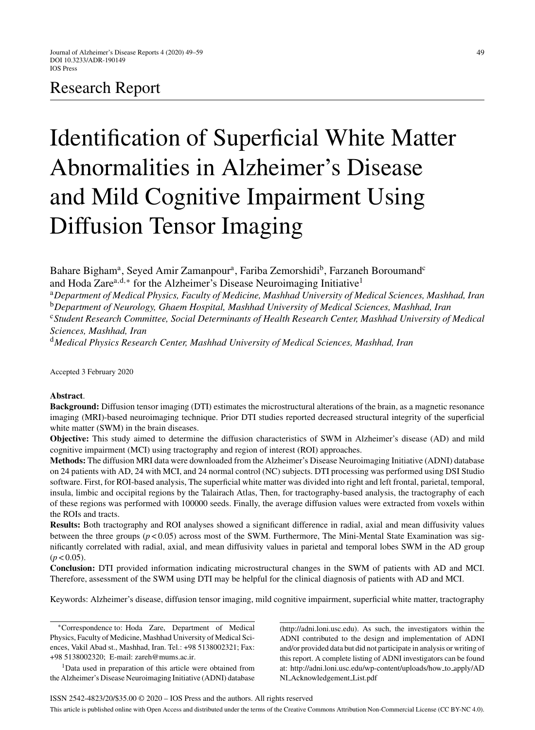Research Report

# Identification of Superficial White Matter Abnormalities in Alzheimer's Disease and Mild Cognitive Impairment Using Diffusion Tensor Imaging

Bahare Bigham[a], Seyed Amir Zamanpour[a], Fariba Zemorshidi[b], Farzaneh Boroumand[c] and Hoda Zare[a,d,*] for the Alzheimer's Disease Neuroimaging Initiative[1]

[a]*Department of Medical Physics, Faculty of Medicine, Mashhad University of Medical Sciences, Mashhad, Iran*
[b]*Department of Neurology, Ghaem Hospital, Mashhad University of Medical Sciences, Mashhad, Iran*
[c]*Student Research Committee, Social Determinants of Health Research Center, Mashhad University of Medical Sciences, Mashhad, Iran*
[d]*Medical Physics Research Center, Mashhad University of Medical Sciences, Mashhad, Iran*

Accepted 3 February 2020

**Abstract**.

**Background:** Diffusion tensor imaging (DTI) estimates the microstructural alterations of the brain, as a magnetic resonance imaging (MRI)-based neuroimaging technique. Prior DTI studies reported decreased structural integrity of the superficial white matter (SWM) in the brain diseases.

**Objective:** This study aimed to determine the diffusion characteristics of SWM in Alzheimer's disease (AD) and mild cognitive impairment (MCI) using tractography and region of interest (ROI) approaches.

**Methods:** The diffusion MRI data were downloaded from the Alzheimer's Disease Neuroimaging Initiative (ADNI) database on 24 patients with AD, 24 with MCI, and 24 normal control (NC) subjects. DTI processing was performed using DSI Studio software. First, for ROI-based analysis, The superficial white matter was divided into right and left frontal, parietal, temporal, insula, limbic and occipital regions by the Talairach Atlas, Then, for tractography-based analysis, the tractography of each of these regions was performed with 100000 seeds. Finally, the average diffusion values were extracted from voxels within the ROIs and tracts.

**Results:** Both tractography and ROI analyses showed a significant difference in radial, axial and mean diffusivity values between the three groups ($p < 0.05$) across most of the SWM. Furthermore, The Mini-Mental State Examination was significantly correlated with radial, axial, and mean diffusivity values in parietal and temporal lobes SWM in the AD group ($p < 0.05$).

**Conclusion:** DTI provided information indicating microstructural changes in the SWM of patients with AD and MCI. Therefore, assessment of the SWM using DTI may be helpful for the clinical diagnosis of patients with AD and MCI.

Keywords: Alzheimer's disease, diffusion tensor imaging, mild cognitive impairment, superficial white matter, tractography

*Correspondence to: Hoda Zare, Department of Medical Physics, Faculty of Medicine, Mashhad University of Medical Sciences, Vakil Abad st., Mashhad, Iran. Tel.: +98 5138002321; Fax: +98 5138002320; E-mail: zareh@mums.ac.ir.

[1]Data used in preparation of this article were obtained from the Alzheimer's Disease Neuroimaging Initiative (ADNI) database (http://adni.loni.usc.edu). As such, the investigators within the ADNI contributed to the design and implementation of ADNI and/or provided data but did not participate in analysis or writing of this report. A complete listing of ADNI investigators can be found at: http://adni.loni.usc.edu/wp-content/uploads/how_to_apply/ADNI_Acknowledgement_List.pdf

ISSN 2542-4823/20/$35.00 © 2020 – IOS Press and the authors. All rights reserved

This article is published online with Open Access and distributed under the terms of the Creative Commons Attribution Non-Commercial License (CC BY-NC 4.0).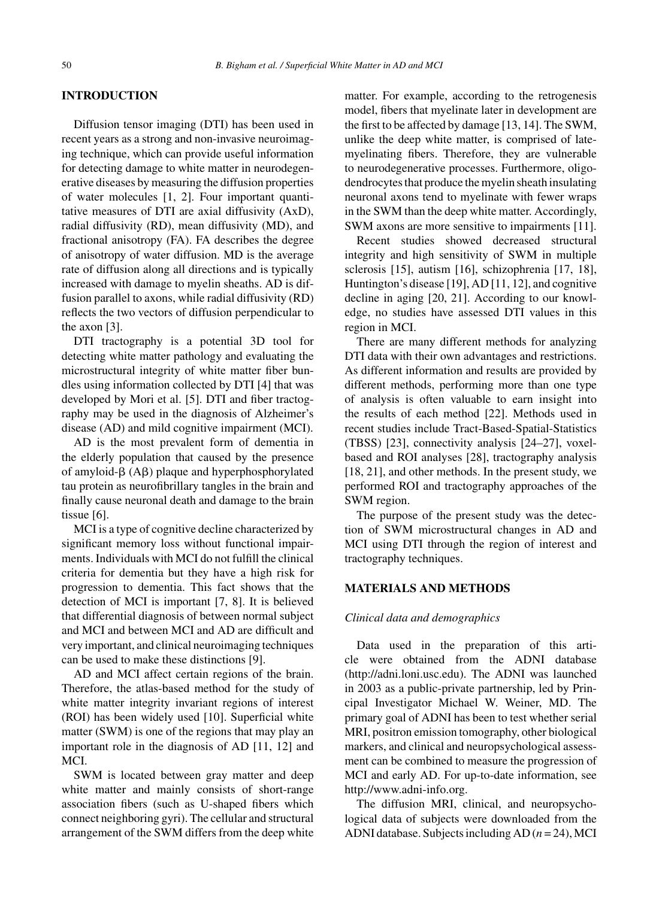## INTRODUCTION

Diffusion tensor imaging (DTI) has been used in recent years as a strong and non-invasive neuroimaging technique, which can provide useful information for detecting damage to white matter in neurodegenerative diseases by measuring the diffusion properties of water molecules [1, 2]. Four important quantitative measures of DTI are axial diffusivity (AxD), radial diffusivity (RD), mean diffusivity (MD), and fractional anisotropy (FA). FA describes the degree of anisotropy of water diffusion. MD is the average rate of diffusion along all directions and is typically increased with damage to myelin sheaths. AD is diffusion parallel to axons, while radial diffusivity (RD) reflects the two vectors of diffusion perpendicular to the axon [3].

DTI tractography is a potential 3D tool for detecting white matter pathology and evaluating the microstructural integrity of white matter fiber bundles using information collected by DTI [4] that was developed by Mori et al. [5]. DTI and fiber tractography may be used in the diagnosis of Alzheimer's disease (AD) and mild cognitive impairment (MCI).

AD is the most prevalent form of dementia in the elderly population that caused by the presence of amyloid-β (Aβ) plaque and hyperphosphorylated tau protein as neurofibrillary tangles in the brain and finally cause neuronal death and damage to the brain tissue [6].

MCI is a type of cognitive decline characterized by significant memory loss without functional impairments. Individuals with MCI do not fulfill the clinical criteria for dementia but they have a high risk for progression to dementia. This fact shows that the detection of MCI is important [7, 8]. It is believed that differential diagnosis of between normal subject and MCI and between MCI and AD are difficult and very important, and clinical neuroimaging techniques can be used to make these distinctions [9].

AD and MCI affect certain regions of the brain. Therefore, the atlas-based method for the study of white matter integrity invariant regions of interest (ROI) has been widely used [10]. Superficial white matter (SWM) is one of the regions that may play an important role in the diagnosis of AD [11, 12] and MCI.

SWM is located between gray matter and deep white matter and mainly consists of short-range association fibers (such as U-shaped fibers which connect neighboring gyri). The cellular and structural arrangement of the SWM differs from the deep white matter. For example, according to the retrogenesis model, fibers that myelinate later in development are the first to be affected by damage [13, 14]. The SWM, unlike the deep white matter, is comprised of late-myelinating fibers. Therefore, they are vulnerable to neurodegenerative processes. Furthermore, oligodendrocytes that produce the myelin sheath insulating neuronal axons tend to myelinate with fewer wraps in the SWM than the deep white matter. Accordingly, SWM axons are more sensitive to impairments [11].

Recent studies showed decreased structural integrity and high sensitivity of SWM in multiple sclerosis [15], autism [16], schizophrenia [17, 18], Huntington's disease [19], AD [11, 12], and cognitive decline in aging [20, 21]. According to our knowledge, no studies have assessed DTI values in this region in MCI.

There are many different methods for analyzing DTI data with their own advantages and restrictions. As different information and results are provided by different methods, performing more than one type of analysis is often valuable to earn insight into the results of each method [22]. Methods used in recent studies include Tract-Based-Spatial-Statistics (TBSS) [23], connectivity analysis [24–27], voxel-based and ROI analyses [28], tractography analysis [18, 21], and other methods. In the present study, we performed ROI and tractography approaches of the SWM region.

The purpose of the present study was the detection of SWM microstructural changes in AD and MCI using DTI through the region of interest and tractography techniques.

## MATERIALS AND METHODS

### *Clinical data and demographics*

Data used in the preparation of this article were obtained from the ADNI database (http://adni.loni.usc.edu). The ADNI was launched in 2003 as a public-private partnership, led by Principal Investigator Michael W. Weiner, MD. The primary goal of ADNI has been to test whether serial MRI, positron emission tomography, other biological markers, and clinical and neuropsychological assessment can be combined to measure the progression of MCI and early AD. For up-to-date information, see http://www.adni-info.org.

The diffusion MRI, clinical, and neuropsychological data of subjects were downloaded from the ADNI database. Subjects including AD ($n = 24$), MCI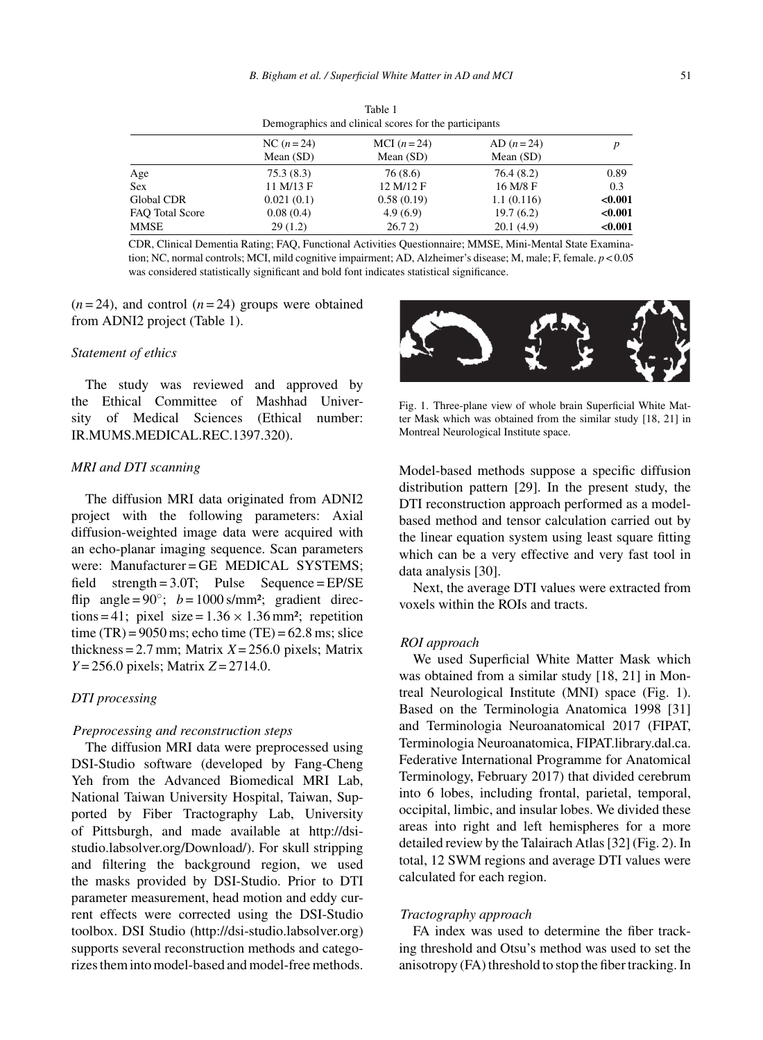Table 1
Demographics and clinical scores for the participants

| | NC ($n = 24$) Mean (SD) | MCI ($n = 24$) Mean (SD) | AD ($n = 24$) Mean (SD) | $p$ |
|---|---|---|---|---|
| Age | 75.3 (8.3) | 76 (8.6) | 76.4 (8.2) | 0.89 |
| Sex | 11 M/13 F | 12 M/12 F | 16 M/8 F | 0.3 |
| Global CDR | 0.021 (0.1) | 0.58 (0.19) | 1.1 (0.116) | **<0.001** |
| FAQ Total Score | 0.08 (0.4) | 4.9 (6.9) | 19.7 (6.2) | **<0.001** |
| MMSE | 29 (1.2) | 26.7 2) | 20.1 (4.9) | **<0.001** |

CDR, Clinical Dementia Rating; FAQ, Functional Activities Questionnaire; MMSE, Mini-Mental State Examination; NC, normal controls; MCI, mild cognitive impairment; AD, Alzheimer's disease; M, male; F, female. $p < 0.05$ was considered statistically significant and bold font indicates statistical significance.

($n = 24$), and control ($n = 24$) groups were obtained from ADNI2 project (Table 1).

### *Statement of ethics*

The study was reviewed and approved by the Ethical Committee of Mashhad University of Medical Sciences (Ethical number: IR.MUMS.MEDICAL.REC.1397.320).

### *MRI and DTI scanning*

The diffusion MRI data originated from ADNI2 project with the following parameters: Axial diffusion-weighted image data were acquired with an echo-planar imaging sequence. Scan parameters were: Manufacturer = GE MEDICAL SYSTEMS; field strength = 3.0T; Pulse Sequence = EP/SE flip angle = 90°; $b = 1000$ s/mm²; gradient directions = 41; pixel size = $1.36 \times 1.36$ mm²; repetition time (TR) = 9050 ms; echo time (TE) = 62.8 ms; slice thickness = 2.7 mm; Matrix $X = 256.0$ pixels; Matrix $Y = 256.0$ pixels; Matrix $Z = 2714.0$.

### *DTI processing*

#### *Preprocessing and reconstruction steps*

The diffusion MRI data were preprocessed using DSI-Studio software (developed by Fang-Cheng Yeh from the Advanced Biomedical MRI Lab, National Taiwan University Hospital, Taiwan, Supported by Fiber Tractography Lab, University of Pittsburgh, and made available at http://dsi-studio.labsolver.org/Download/). For skull stripping and filtering the background region, we used the masks provided by DSI-Studio. Prior to DTI parameter measurement, head motion and eddy current effects were corrected using the DSI-Studio toolbox. DSI Studio (http://dsi-studio.labsolver.org) supports several reconstruction methods and categorizes them into model-based and model-free methods.

Fig. 1. Three-plane view of whole brain Superficial White Matter Mask which was obtained from the similar study [18, 21] in Montreal Neurological Institute space.

Model-based methods suppose a specific diffusion distribution pattern [29]. In the present study, the DTI reconstruction approach performed as a model-based method and tensor calculation carried out by the linear equation system using least square fitting which can be a very effective and very fast tool in data analysis [30].

Next, the average DTI values were extracted from voxels within the ROIs and tracts.

#### *ROI approach*

We used Superficial White Matter Mask which was obtained from a similar study [18, 21] in Montreal Neurological Institute (MNI) space (Fig. 1). Based on the Terminologia Anatomica 1998 [31] and Terminologia Neuroanatomical 2017 (FIPAT, Terminologia Neuroanatomica, FIPAT.library.dal.ca. Federative International Programme for Anatomical Terminology, February 2017) that divided cerebrum into 6 lobes, including frontal, parietal, temporal, occipital, limbic, and insular lobes. We divided these areas into right and left hemispheres for a more detailed review by the Talairach Atlas [32] (Fig. 2). In total, 12 SWM regions and average DTI values were calculated for each region.

#### *Tractography approach*

FA index was used to determine the fiber tracking threshold and Otsu's method was used to set the anisotropy (FA) threshold to stop the fiber tracking. In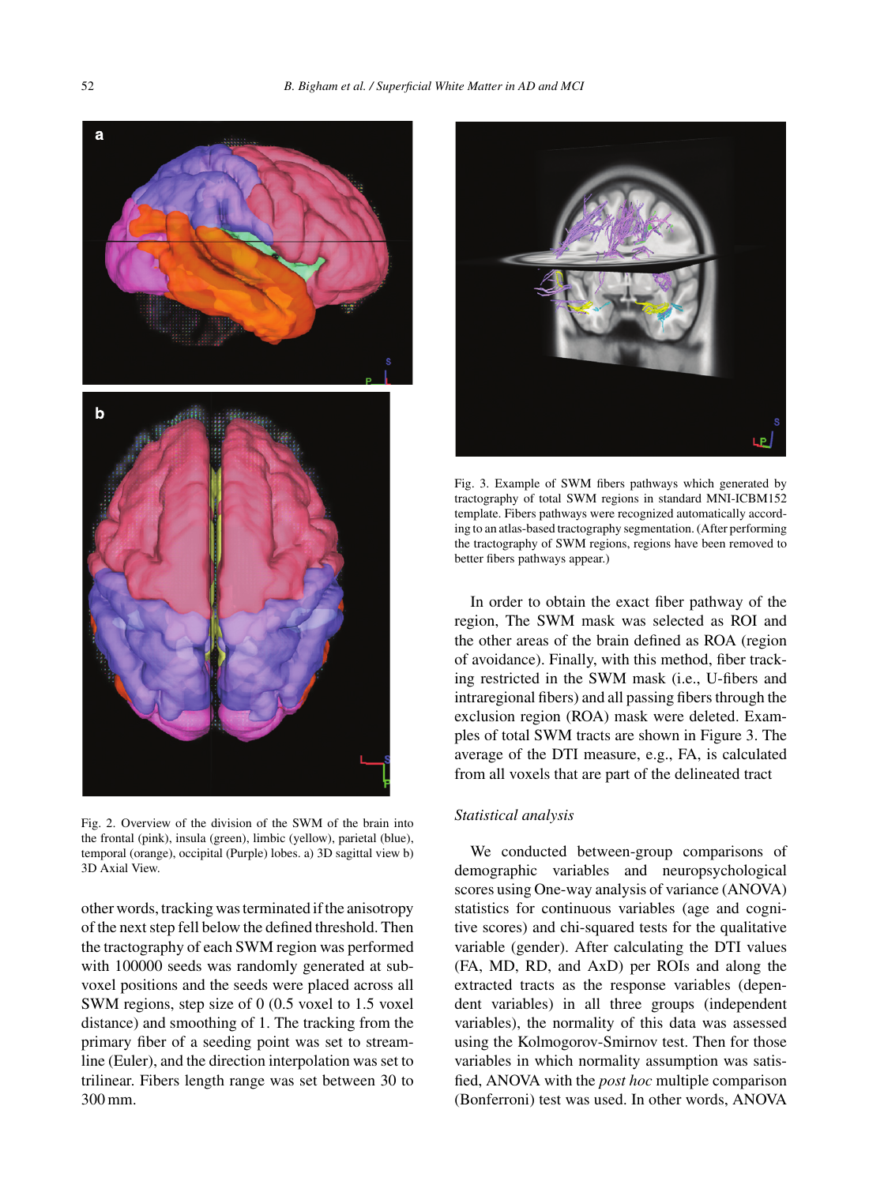Fig. 2. Overview of the division of the SWM of the brain into the frontal (pink), insula (green), limbic (yellow), parietal (blue), temporal (orange), occipital (Purple) lobes. a) 3D sagittal view b) 3D Axial View.

other words, tracking was terminated if the anisotropy of the next step fell below the defined threshold. Then the tractography of each SWM region was performed with 100000 seeds was randomly generated at subvoxel positions and the seeds were placed across all SWM regions, step size of 0 (0.5 voxel to 1.5 voxel distance) and smoothing of 1. The tracking from the primary fiber of a seeding point was set to streamline (Euler), and the direction interpolation was set to trilinear. Fibers length range was set between 30 to 300 mm.

Fig. 3. Example of SWM fibers pathways which generated by tractography of total SWM regions in standard MNI-ICBM152 template. Fibers pathways were recognized automatically according to an atlas-based tractography segmentation. (After performing the tractography of SWM regions, regions have been removed to better fibers pathways appear.)

In order to obtain the exact fiber pathway of the region, The SWM mask was selected as ROI and the other areas of the brain defined as ROA (region of avoidance). Finally, with this method, fiber tracking restricted in the SWM mask (i.e., U-fibers and intraregional fibers) and all passing fibers through the exclusion region (ROA) mask were deleted. Examples of total SWM tracts are shown in Figure 3. The average of the DTI measure, e.g., FA, is calculated from all voxels that are part of the delineated tract

*Statistical analysis*

We conducted between-group comparisons of demographic variables and neuropsychological scores using One-way analysis of variance (ANOVA) statistics for continuous variables (age and cognitive scores) and chi-squared tests for the qualitative variable (gender). After calculating the DTI values (FA, MD, RD, and AxD) per ROIs and along the extracted tracts as the response variables (dependent variables) in all three groups (independent variables), the normality of this data was assessed using the Kolmogorov-Smirnov test. Then for those variables in which normality assumption was satisfied, ANOVA with the *post hoc* multiple comparison (Bonferroni) test was used. In other words, ANOVA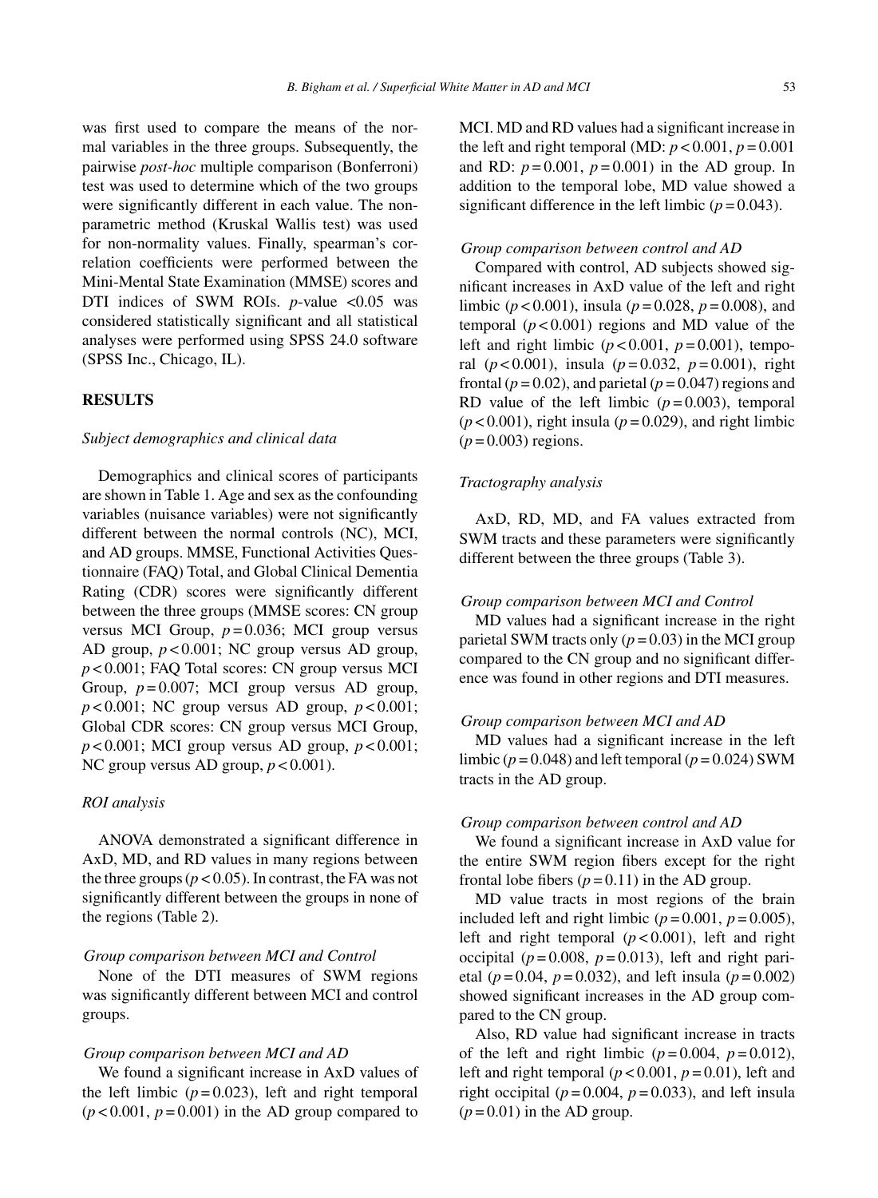was first used to compare the means of the normal variables in the three groups. Subsequently, the pairwise *post-hoc* multiple comparison (Bonferroni) test was used to determine which of the two groups were significantly different in each value. The non-parametric method (Kruskal Wallis test) was used for non-normality values. Finally, spearman's correlation coefficients were performed between the Mini-Mental State Examination (MMSE) scores and DTI indices of SWM ROIs. $p$-value <0.05 was considered statistically significant and all statistical analyses were performed using SPSS 24.0 software (SPSS Inc., Chicago, IL).

## RESULTS

### *Subject demographics and clinical data*

Demographics and clinical scores of participants are shown in Table 1. Age and sex as the confounding variables (nuisance variables) were not significantly different between the normal controls (NC), MCI, and AD groups. MMSE, Functional Activities Questionnaire (FAQ) Total, and Global Clinical Dementia Rating (CDR) scores were significantly different between the three groups (MMSE scores: CN group versus MCI Group, $p = 0.036$; MCI group versus AD group, $p < 0.001$; NC group versus AD group, $p < 0.001$; FAQ Total scores: CN group versus MCI Group, $p = 0.007$; MCI group versus AD group, $p < 0.001$; NC group versus AD group, $p < 0.001$; Global CDR scores: CN group versus MCI Group, $p < 0.001$; MCI group versus AD group, $p < 0.001$; NC group versus AD group, $p < 0.001$).

### *ROI analysis*

ANOVA demonstrated a significant difference in AxD, MD, and RD values in many regions between the three groups ($p < 0.05$). In contrast, the FA was not significantly different between the groups in none of the regions (Table 2).

#### *Group comparison between MCI and Control*

None of the DTI measures of SWM regions was significantly different between MCI and control groups.

#### *Group comparison between MCI and AD*

We found a significant increase in AxD values of the left limbic ($p = 0.023$), left and right temporal ($p < 0.001$, $p = 0.001$) in the AD group compared to MCI. MD and RD values had a significant increase in the left and right temporal (MD: $p < 0.001$, $p = 0.001$ and RD: $p = 0.001$, $p = 0.001$) in the AD group. In addition to the temporal lobe, MD value showed a significant difference in the left limbic ($p = 0.043$).

#### *Group comparison between control and AD*

Compared with control, AD subjects showed significant increases in AxD value of the left and right limbic ($p < 0.001$), insula ($p = 0.028$, $p = 0.008$), and temporal ($p < 0.001$) regions and MD value of the left and right limbic ($p < 0.001$, $p = 0.001$), temporal ($p < 0.001$), insula ($p = 0.032$, $p = 0.001$), right frontal ($p = 0.02$), and parietal ($p = 0.047$) regions and RD value of the left limbic ($p = 0.003$), temporal ($p < 0.001$), right insula ($p = 0.029$), and right limbic ($p = 0.003$) regions.

### *Tractography analysis*

AxD, RD, MD, and FA values extracted from SWM tracts and these parameters were significantly different between the three groups (Table 3).

#### *Group comparison between MCI and Control*

MD values had a significant increase in the right parietal SWM tracts only ($p = 0.03$) in the MCI group compared to the CN group and no significant difference was found in other regions and DTI measures.

#### *Group comparison between MCI and AD*

MD values had a significant increase in the left limbic ($p = 0.048$) and left temporal ($p = 0.024$) SWM tracts in the AD group.

#### *Group comparison between control and AD*

We found a significant increase in AxD value for the entire SWM region fibers except for the right frontal lobe fibers ($p = 0.11$) in the AD group.

MD value tracts in most regions of the brain included left and right limbic ($p = 0.001$, $p = 0.005$), left and right temporal ($p < 0.001$), left and right occipital ($p = 0.008$, $p = 0.013$), left and right parietal ($p = 0.04$, $p = 0.032$), and left insula ($p = 0.002$) showed significant increases in the AD group compared to the CN group.

Also, RD value had significant increase in tracts of the left and right limbic ($p = 0.004$, $p = 0.012$), left and right temporal ($p < 0.001$, $p = 0.01$), left and right occipital ($p = 0.004$, $p = 0.033$), and left insula ($p = 0.01$) in the AD group.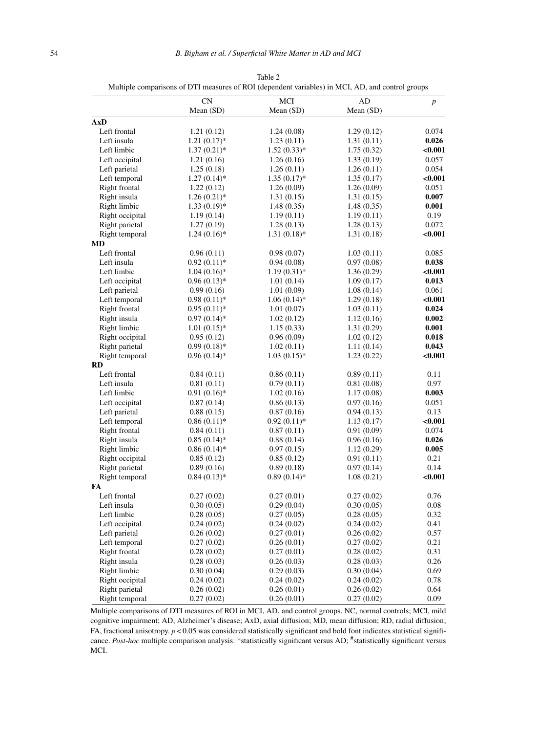Table 2
Multiple comparisons of DTI measures of ROI (dependent variables) in MCI, AD, and control groups

| | CN Mean (SD) | MCI Mean (SD) | AD Mean (SD) | *p* |
|---|---|---|---|---|
| **AxD** | | | | |
| Left frontal | 1.21 (0.12) | 1.24 (0.08) | 1.29 (0.12) | 0.074 |
| Left insula | 1.21 (0.17)* | 1.23 (0.11) | 1.31 (0.11) | **0.026** |
| Left limbic | 1.37 (0.21)* | 1.52 (0.33)* | 1.75 (0.32) | **<0.001** |
| Left occipital | 1.21 (0.16) | 1.26 (0.16) | 1.33 (0.19) | 0.057 |
| Left parietal | 1.25 (0.18) | 1.26 (0.11) | 1.26 (0.11) | 0.054 |
| Left temporal | 1.27 (0.14)* | 1.35 (0.17)* | 1.35 (0.17) | **<0.001** |
| Right frontal | 1.22 (0.12) | 1.26 (0.09) | 1.26 (0.09) | 0.051 |
| Right insula | 1.26 (0.21)* | 1.31 (0.15) | 1.31 (0.15) | **0.007** |
| Right limbic | 1.33 (0.19)* | 1.48 (0.35) | 1.48 (0.35) | **0.001** |
| Right occipital | 1.19 (0.14) | 1.19 (0.11) | 1.19 (0.11) | 0.19 |
| Right parietal | 1.27 (0.19) | 1.28 (0.13) | 1.28 (0.13) | 0.072 |
| Right temporal | 1.24 (0.16)* | 1.31 (0.18)* | 1.31 (0.18) | **<0.001** |
| **MD** | | | | |
| Left frontal | 0.96 (0.11) | 0.98 (0.07) | 1.03 (0.11) | 0.085 |
| Left insula | 0.92 (0.11)* | 0.94 (0.08) | 0.97 (0.08) | **0.038** |
| Left limbic | 1.04 (0.16)* | 1.19 (0.31)* | 1.36 (0.29) | **<0.001** |
| Left occipital | 0.96 (0.13)* | 1.01 (0.14) | 1.09 (0.17) | **0.013** |
| Left parietal | 0.99 (0.16) | 1.01 (0.09) | 1.08 (0.14) | 0.061 |
| Left temporal | 0.98 (0.11)* | 1.06 (0.14)* | 1.29 (0.18) | **<0.001** |
| Right frontal | 0.95 (0.11)* | 1.01 (0.07) | 1.03 (0.11) | **0.024** |
| Right insula | 0.97 (0.14)* | 1.02 (0.12) | 1.12 (0.16) | **0.002** |
| Right limbic | 1.01 (0.15)* | 1.15 (0.33) | 1.31 (0.29) | **0.001** |
| Right occipital | 0.95 (0.12) | 0.96 (0.09) | 1.02 (0.12) | **0.018** |
| Right parietal | 0.99 (0.18)* | 1.02 (0.11) | 1.11 (0.14) | **0.043** |
| Right temporal | 0.96 (0.14)* | 1.03 (0.15)* | 1.23 (0.22) | **<0.001** |
| **RD** | | | | |
| Left frontal | 0.84 (0.11) | 0.86 (0.11) | 0.89 (0.11) | 0.11 |
| Left insula | 0.81 (0.11) | 0.79 (0.11) | 0.81 (0.08) | 0.97 |
| Left limbic | 0.91 (0.16)* | 1.02 (0.16) | 1.17 (0.08) | **0.003** |
| Left occipital | 0.87 (0.14) | 0.86 (0.13) | 0.97 (0.16) | 0.051 |
| Left parietal | 0.88 (0.15) | 0.87 (0.16) | 0.94 (0.13) | 0.13 |
| Left temporal | 0.86 (0.11)* | 0.92 (0.11)* | 1.13 (0.17) | **<0.001** |
| Right frontal | 0.84 (0.11) | 0.87 (0.11) | 0.91 (0.09) | 0.074 |
| Right insula | 0.85 (0.14)* | 0.88 (0.14) | 0.96 (0.16) | **0.026** |
| Right limbic | 0.86 (0.14)* | 0.97 (0.15) | 1.12 (0.29) | **0.005** |
| Right occipital | 0.85 (0.12) | 0.85 (0.12) | 0.91 (0.11) | 0.21 |
| Right parietal | 0.89 (0.16) | 0.89 (0.18) | 0.97 (0.14) | 0.14 |
| Right temporal | 0.84 (0.13)* | 0.89 (0.14)* | 1.08 (0.21) | **<0.001** |
| **FA** | | | | |
| Left frontal | 0.27 (0.02) | 0.27 (0.01) | 0.27 (0.02) | 0.76 |
| Left insula | 0.30 (0.05) | 0.29 (0.04) | 0.30 (0.05) | 0.08 |
| Left limbic | 0.28 (0.05) | 0.27 (0.05) | 0.28 (0.05) | 0.32 |
| Left occipital | 0.24 (0.02) | 0.24 (0.02) | 0.24 (0.02) | 0.41 |
| Left parietal | 0.26 (0.02) | 0.27 (0.01) | 0.26 (0.02) | 0.57 |
| Left temporal | 0.27 (0.02) | 0.26 (0.01) | 0.27 (0.02) | 0.21 |
| Right frontal | 0.28 (0.02) | 0.27 (0.01) | 0.28 (0.02) | 0.31 |
| Right insula | 0.28 (0.03) | 0.26 (0.03) | 0.28 (0.03) | 0.26 |
| Right limbic | 0.30 (0.04) | 0.29 (0.03) | 0.30 (0.04) | 0.69 |
| Right occipital | 0.24 (0.02) | 0.24 (0.02) | 0.24 (0.02) | 0.78 |
| Right parietal | 0.26 (0.02) | 0.26 (0.01) | 0.26 (0.02) | 0.64 |
| Right temporal | 0.27 (0.02) | 0.26 (0.01) | 0.27 (0.02) | 0.09 |

Multiple comparisons of DTI measures of ROI in MCI, AD, and control groups. NC, normal controls; MCI, mild cognitive impairment; AD, Alzheimer's disease; AxD, axial diffusion; MD, mean diffusion; RD, radial diffusion; FA, fractional anisotropy. $p < 0.05$ was considered statistically significant and bold font indicates statistical significance. *Post-hoc* multiple comparison analysis: *statistically significant versus AD; #statistically significant versus MCI.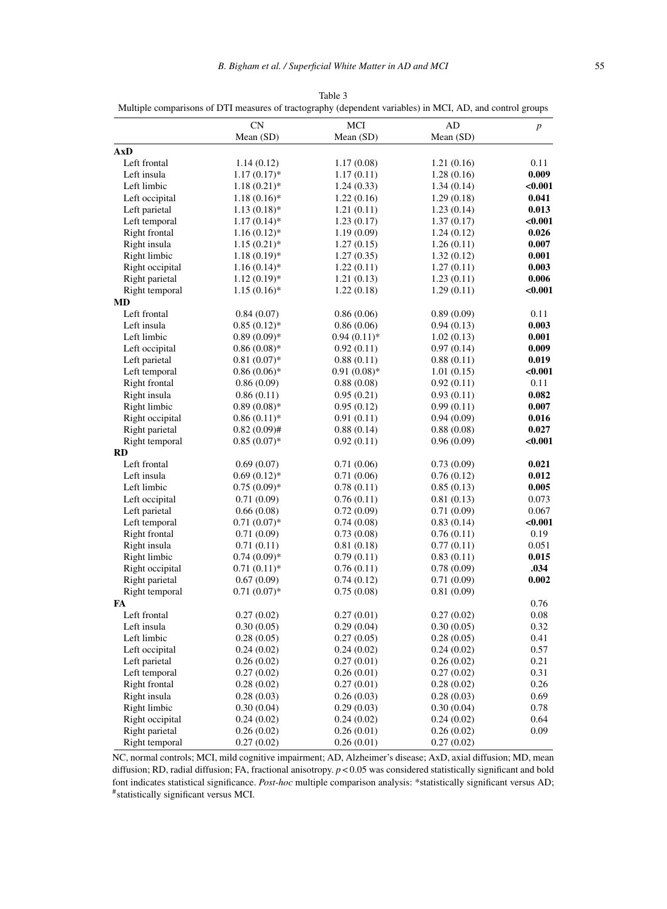Table 3

Multiple comparisons of DTI measures of tractography (dependent variables) in MCI, AD, and control groups

| | CN Mean (SD) | MCI Mean (SD) | AD Mean (SD) | *p* |
|---|---|---|---|---|
| **AxD** | | | | |
| Left frontal | 1.14 (0.12) | 1.17 (0.08) | 1.21 (0.16) | 0.11 |
| Left insula | 1.17 (0.17)* | 1.17 (0.11) | 1.28 (0.16) | **0.009** |
| Left limbic | 1.18 (0.21)* | 1.24 (0.33) | 1.34 (0.14) | **<0.001** |
| Left occipital | 1.18 (0.16)* | 1.22 (0.16) | 1.29 (0.18) | **0.041** |
| Left parietal | 1.13 (0.18)* | 1.21 (0.11) | 1.23 (0.14) | **0.013** |
| Left temporal | 1.17 (0.14)* | 1.23 (0.17) | 1.37 (0.17) | **<0.001** |
| Right frontal | 1.16 (0.12)* | 1.19 (0.09) | 1.24 (0.12) | **0.026** |
| Right insula | 1.15 (0.21)* | 1.27 (0.15) | 1.26 (0.11) | **0.007** |
| Right limbic | 1.18 (0.19)* | 1.27 (0.35) | 1.32 (0.12) | **0.001** |
| Right occipital | 1.16 (0.14)* | 1.22 (0.11) | 1.27 (0.11) | **0.003** |
| Right parietal | 1.12 (0.19)* | 1.21 (0.13) | 1.23 (0.11) | **0.006** |
| Right temporal | 1.15 (0.16)* | 1.22 (0.18) | 1.29 (0.11) | **<0.001** |
| **MD** | | | | |
| Left frontal | 0.84 (0.07) | 0.86 (0.06) | 0.89 (0.09) | 0.11 |
| Left insula | 0.85 (0.12)* | 0.86 (0.06) | 0.94 (0.13) | **0.003** |
| Left limbic | 0.89 (0.09)* | 0.94 (0.11)* | 1.02 (0.13) | **0.001** |
| Left occipital | 0.86 (0.08)* | 0.92 (0.11) | 0.97 (0.14) | **0.009** |
| Left parietal | 0.81 (0.07)* | 0.88 (0.11) | 0.88 (0.11) | **0.019** |
| Left temporal | 0.86 (0.06)* | 0.91 (0.08)* | 1.01 (0.15) | **<0.001** |
| Right frontal | 0.86 (0.09) | 0.88 (0.08) | 0.92 (0.11) | 0.11 |
| Right insula | 0.86 (0.11) | 0.95 (0.21) | 0.93 (0.11) | **0.082** |
| Right limbic | 0.89 (0.08)* | 0.95 (0.12) | 0.99 (0.11) | **0.007** |
| Right occipital | 0.86 (0.11)* | 0.91 (0.11) | 0.94 (0.09) | **0.016** |
| Right parietal | 0.82 (0.09)# | 0.88 (0.14) | 0.88 (0.08) | **0.027** |
| Right temporal | 0.85 (0.07)* | 0.92 (0.11) | 0.96 (0.09) | **<0.001** |
| **RD** | | | | |
| Left frontal | 0.69 (0.07) | 0.71 (0.06) | 0.73 (0.09) | **0.021** |
| Left insula | 0.69 (0.12)* | 0.71 (0.06) | 0.76 (0.12) | **0.012** |
| Left limbic | 0.75 (0.09)* | 0.78 (0.11) | 0.85 (0.13) | **0.005** |
| Left occipital | 0.71 (0.09) | 0.76 (0.11) | 0.81 (0.13) | 0.073 |
| Left parietal | 0.66 (0.08) | 0.72 (0.09) | 0.71 (0.09) | 0.067 |
| Left temporal | 0.71 (0.07)* | 0.74 (0.08) | 0.83 (0.14) | **<0.001** |
| Right frontal | 0.71 (0.09) | 0.73 (0.08) | 0.76 (0.11) | 0.19 |
| Right insula | 0.71 (0.11) | 0.81 (0.18) | 0.77 (0.11) | 0.051 |
| Right limbic | 0.74 (0.09)* | 0.79 (0.11) | 0.83 (0.11) | **0.015** |
| Right occipital | 0.71 (0.11)* | 0.76 (0.11) | 0.78 (0.09) | **.034** |
| Right parietal | 0.67 (0.09) | 0.74 (0.12) | 0.71 (0.09) | **0.002** |
| Right temporal | 0.71 (0.07)* | 0.75 (0.08) | 0.81 (0.09) | |
| **FA** | | | | 0.76 |
| Left frontal | 0.27 (0.02) | 0.27 (0.01) | 0.27 (0.02) | 0.08 |
| Left insula | 0.30 (0.05) | 0.29 (0.04) | 0.30 (0.05) | 0.32 |
| Left limbic | 0.28 (0.05) | 0.27 (0.05) | 0.28 (0.05) | 0.41 |
| Left occipital | 0.24 (0.02) | 0.24 (0.02) | 0.24 (0.02) | 0.57 |
| Left parietal | 0.26 (0.02) | 0.27 (0.01) | 0.26 (0.02) | 0.21 |
| Left temporal | 0.27 (0.02) | 0.26 (0.01) | 0.27 (0.02) | 0.31 |
| Right frontal | 0.28 (0.02) | 0.27 (0.01) | 0.28 (0.02) | 0.26 |
| Right insula | 0.28 (0.03) | 0.26 (0.03) | 0.28 (0.03) | 0.69 |
| Right limbic | 0.30 (0.04) | 0.29 (0.03) | 0.30 (0.04) | 0.78 |
| Right occipital | 0.24 (0.02) | 0.24 (0.02) | 0.24 (0.02) | 0.64 |
| Right parietal | 0.26 (0.02) | 0.26 (0.01) | 0.26 (0.02) | 0.09 |
| Right temporal | 0.27 (0.02) | 0.26 (0.01) | 0.27 (0.02) | |

NC, normal controls; MCI, mild cognitive impairment; AD, Alzheimer's disease; AxD, axial diffusion; MD, mean diffusion; RD, radial diffusion; FA, fractional anisotropy. $p < 0.05$ was considered statistically significant and bold font indicates statistical significance. *Post-hoc* multiple comparison analysis: *statistically significant versus AD; #statistically significant versus MCI.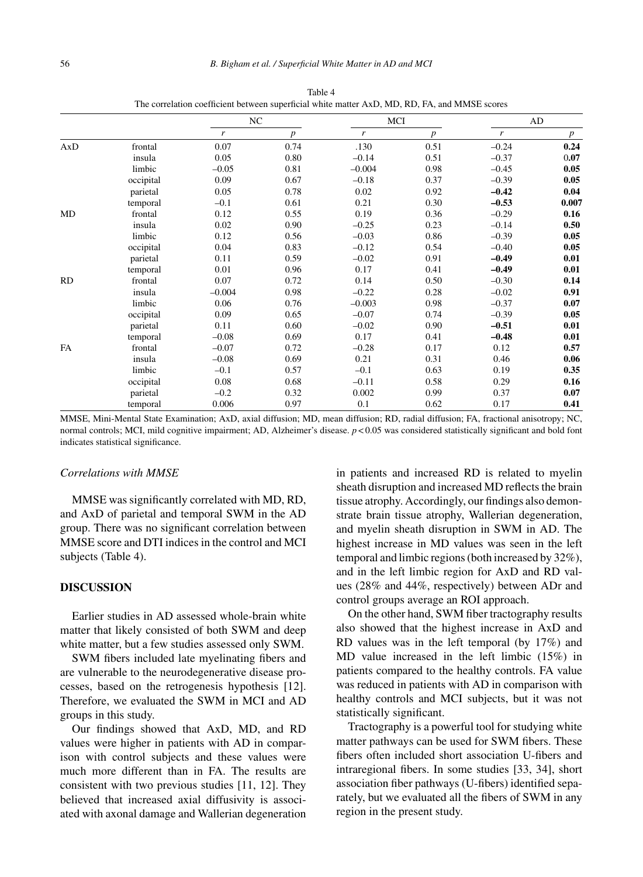Table 4
The correlation coefficient between superficial white matter AxD, MD, RD, FA, and MMSE scores

| | | NC | | MCI | | AD | |
|---|---|---|---|---|---|---|---|
| | | $r$ | $p$ | $r$ | $p$ | $r$ | $p$ |
| AxD | frontal | 0.07 | 0.74 | .130 | 0.51 | −0.24 | **0.24** |
| | insula | 0.05 | 0.80 | −0.14 | 0.51 | −0.37 | 0.**07** |
| | limbic | −0.05 | 0.81 | −0.004 | 0.98 | −0.45 | **0.05** |
| | occipital | 0.09 | 0.67 | −0.18 | 0.37 | −0.39 | **0.05** |
| | parietal | 0.05 | 0.78 | 0.02 | 0.92 | **−0.42** | **0.04** |
| | temporal | −0.1 | 0.61 | 0.21 | 0.30 | **−0.53** | **0.007** |
| MD | frontal | 0.12 | 0.55 | 0.19 | 0.36 | −0.29 | **0.16** |
| | insula | 0.02 | 0.90 | −0.25 | 0.23 | −0.14 | **0.50** |
| | limbic | 0.12 | 0.56 | −0.03 | 0.86 | −0.39 | **0.05** |
| | occipital | 0.04 | 0.83 | −0.12 | 0.54 | −0.40 | **0.05** |
| | parietal | 0.11 | 0.59 | −0.02 | 0.91 | **−0.49** | **0.01** |
| | temporal | 0.01 | 0.96 | 0.17 | 0.41 | **−0.49** | **0.01** |
| RD | frontal | 0.07 | 0.72 | 0.14 | 0.50 | −0.30 | **0.14** |
| | insula | −0.004 | 0.98 | −0.22 | 0.28 | −0.02 | **0.91** |
| | limbic | 0.06 | 0.76 | −0.003 | 0.98 | −0.37 | **0.07** |
| | occipital | 0.09 | 0.65 | −0.07 | 0.74 | −0.39 | **0.05** |
| | parietal | 0.11 | 0.60 | −0.02 | 0.90 | **−0.51** | **0.01** |
| | temporal | −0.08 | 0.69 | 0.17 | 0.41 | **−0.48** | **0.01** |
| FA | frontal | −0.07 | 0.72 | −0.28 | 0.17 | 0.12 | **0.57** |
| | insula | −0.08 | 0.69 | 0.21 | 0.31 | 0.46 | **0.06** |
| | limbic | −0.1 | 0.57 | −0.1 | 0.63 | 0.19 | **0.35** |
| | occipital | 0.08 | 0.68 | −0.11 | 0.58 | 0.29 | **0.16** |
| | parietal | −0.2 | 0.32 | 0.002 | 0.99 | 0.37 | **0.07** |
| | temporal | 0.006 | 0.97 | 0.1 | 0.62 | 0.17 | **0.41** |

MMSE, Mini-Mental State Examination; AxD, axial diffusion; MD, mean diffusion; RD, radial diffusion; FA, fractional anisotropy; NC, normal controls; MCI, mild cognitive impairment; AD, Alzheimer's disease. $p < 0.05$ was considered statistically significant and bold font indicates statistical significance.

### *Correlations with MMSE*

MMSE was significantly correlated with MD, RD, and AxD of parietal and temporal SWM in the AD group. There was no significant correlation between MMSE score and DTI indices in the control and MCI subjects (Table 4).

## DISCUSSION

Earlier studies in AD assessed whole-brain white matter that likely consisted of both SWM and deep white matter, but a few studies assessed only SWM.

SWM fibers included late myelinating fibers and are vulnerable to the neurodegenerative disease processes, based on the retrogenesis hypothesis [12]. Therefore, we evaluated the SWM in MCI and AD groups in this study.

Our findings showed that AxD, MD, and RD values were higher in patients with AD in comparison with control subjects and these values were much more different than in FA. The results are consistent with two previous studies [11, 12]. They believed that increased axial diffusivity is associated with axonal damage and Wallerian degeneration in patients and increased RD is related to myelin sheath disruption and increased MD reflects the brain tissue atrophy. Accordingly, our findings also demonstrate brain tissue atrophy, Wallerian degeneration, and myelin sheath disruption in SWM in AD. The highest increase in MD values was seen in the left temporal and limbic regions (both increased by 32%), and in the left limbic region for AxD and RD values (28% and 44%, respectively) between ADr and control groups average an ROI approach.

On the other hand, SWM fiber tractography results also showed that the highest increase in AxD and RD values was in the left temporal (by 17%) and MD value increased in the left limbic (15%) in patients compared to the healthy controls. FA value was reduced in patients with AD in comparison with healthy controls and MCI subjects, but it was not statistically significant.

Tractography is a powerful tool for studying white matter pathways can be used for SWM fibers. These fibers often included short association U-fibers and intraregional fibers. In some studies [33, 34], short association fiber pathways (U-fibers) identified separately, but we evaluated all the fibers of SWM in any region in the present study.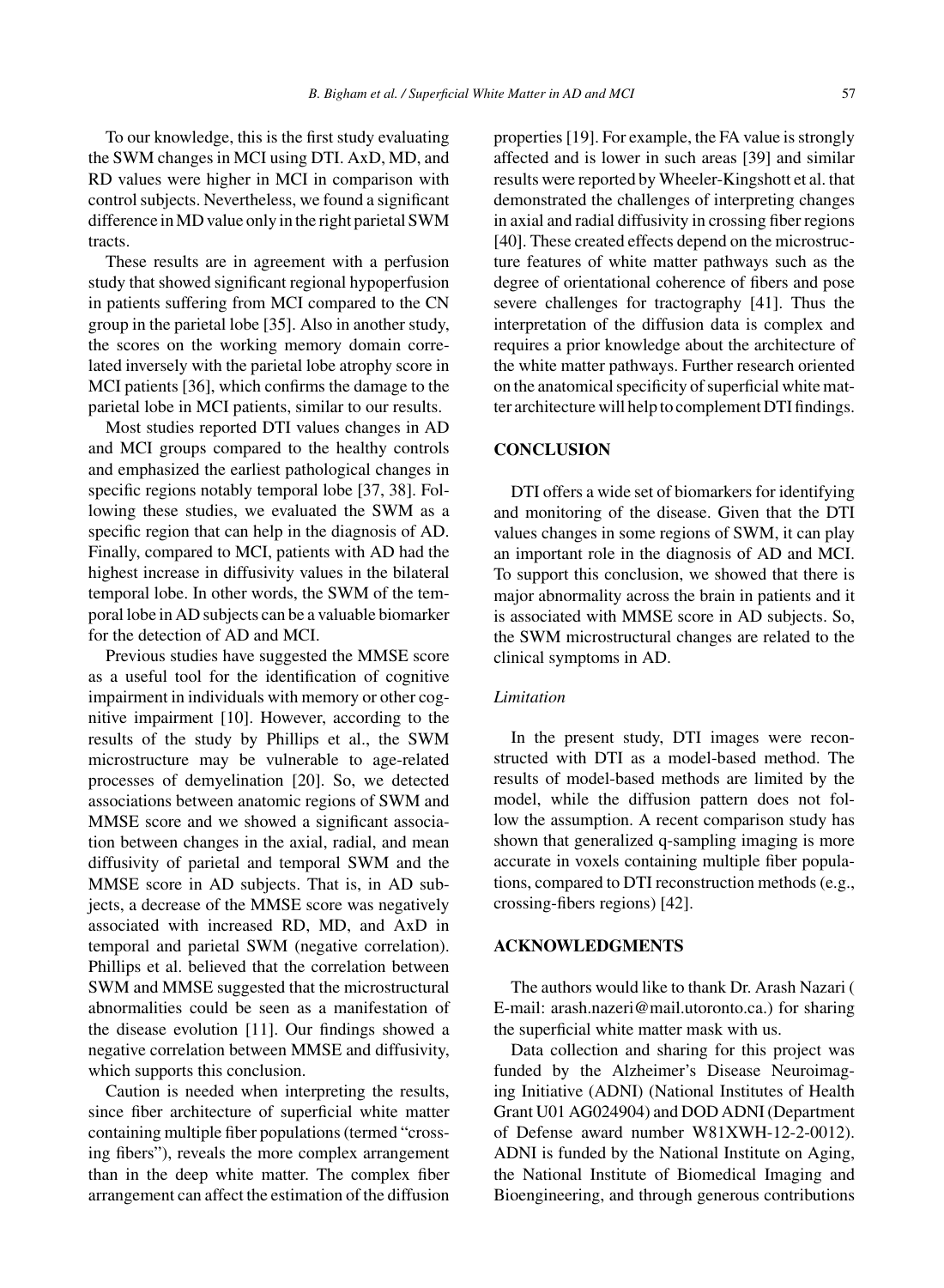To our knowledge, this is the first study evaluating the SWM changes in MCI using DTI. AxD, MD, and RD values were higher in MCI in comparison with control subjects. Nevertheless, we found a significant difference in MD value only in the right parietal SWM tracts.

These results are in agreement with a perfusion study that showed significant regional hypoperfusion in patients suffering from MCI compared to the CN group in the parietal lobe [35]. Also in another study, the scores on the working memory domain correlated inversely with the parietal lobe atrophy score in MCI patients [36], which confirms the damage to the parietal lobe in MCI patients, similar to our results.

Most studies reported DTI values changes in AD and MCI groups compared to the healthy controls and emphasized the earliest pathological changes in specific regions notably temporal lobe [37, 38]. Following these studies, we evaluated the SWM as a specific region that can help in the diagnosis of AD. Finally, compared to MCI, patients with AD had the highest increase in diffusivity values in the bilateral temporal lobe. In other words, the SWM of the temporal lobe in AD subjects can be a valuable biomarker for the detection of AD and MCI.

Previous studies have suggested the MMSE score as a useful tool for the identification of cognitive impairment in individuals with memory or other cognitive impairment [10]. However, according to the results of the study by Phillips et al., the SWM microstructure may be vulnerable to age-related processes of demyelination [20]. So, we detected associations between anatomic regions of SWM and MMSE score and we showed a significant association between changes in the axial, radial, and mean diffusivity of parietal and temporal SWM and the MMSE score in AD subjects. That is, in AD subjects, a decrease of the MMSE score was negatively associated with increased RD, MD, and AxD in temporal and parietal SWM (negative correlation). Phillips et al. believed that the correlation between SWM and MMSE suggested that the microstructural abnormalities could be seen as a manifestation of the disease evolution [11]. Our findings showed a negative correlation between MMSE and diffusivity, which supports this conclusion.

Caution is needed when interpreting the results, since fiber architecture of superficial white matter containing multiple fiber populations (termed "crossing fibers"), reveals the more complex arrangement than in the deep white matter. The complex fiber arrangement can affect the estimation of the diffusion properties [19]. For example, the FA value is strongly affected and is lower in such areas [39] and similar results were reported by Wheeler-Kingshott et al. that demonstrated the challenges of interpreting changes in axial and radial diffusivity in crossing fiber regions [40]. These created effects depend on the microstructure features of white matter pathways such as the degree of orientational coherence of fibers and pose severe challenges for tractography [41]. Thus the interpretation of the diffusion data is complex and requires a prior knowledge about the architecture of the white matter pathways. Further research oriented on the anatomical specificity of superficial white matter architecture will help to complement DTI findings.

## CONCLUSION

DTI offers a wide set of biomarkers for identifying and monitoring of the disease. Given that the DTI values changes in some regions of SWM, it can play an important role in the diagnosis of AD and MCI. To support this conclusion, we showed that there is major abnormality across the brain in patients and it is associated with MMSE score in AD subjects. So, the SWM microstructural changes are related to the clinical symptoms in AD.

### *Limitation*

In the present study, DTI images were reconstructed with DTI as a model-based method. The results of model-based methods are limited by the model, while the diffusion pattern does not follow the assumption. A recent comparison study has shown that generalized q-sampling imaging is more accurate in voxels containing multiple fiber populations, compared to DTI reconstruction methods (e.g., crossing-fibers regions) [42].

## ACKNOWLEDGMENTS

The authors would like to thank Dr. Arash Nazari ( E-mail: arash.nazeri@mail.utoronto.ca.) for sharing the superficial white matter mask with us.

Data collection and sharing for this project was funded by the Alzheimer's Disease Neuroimaging Initiative (ADNI) (National Institutes of Health Grant U01 AG024904) and DOD ADNI (Department of Defense award number W81XWH-12-2-0012). ADNI is funded by the National Institute on Aging, the National Institute of Biomedical Imaging and Bioengineering, and through generous contributions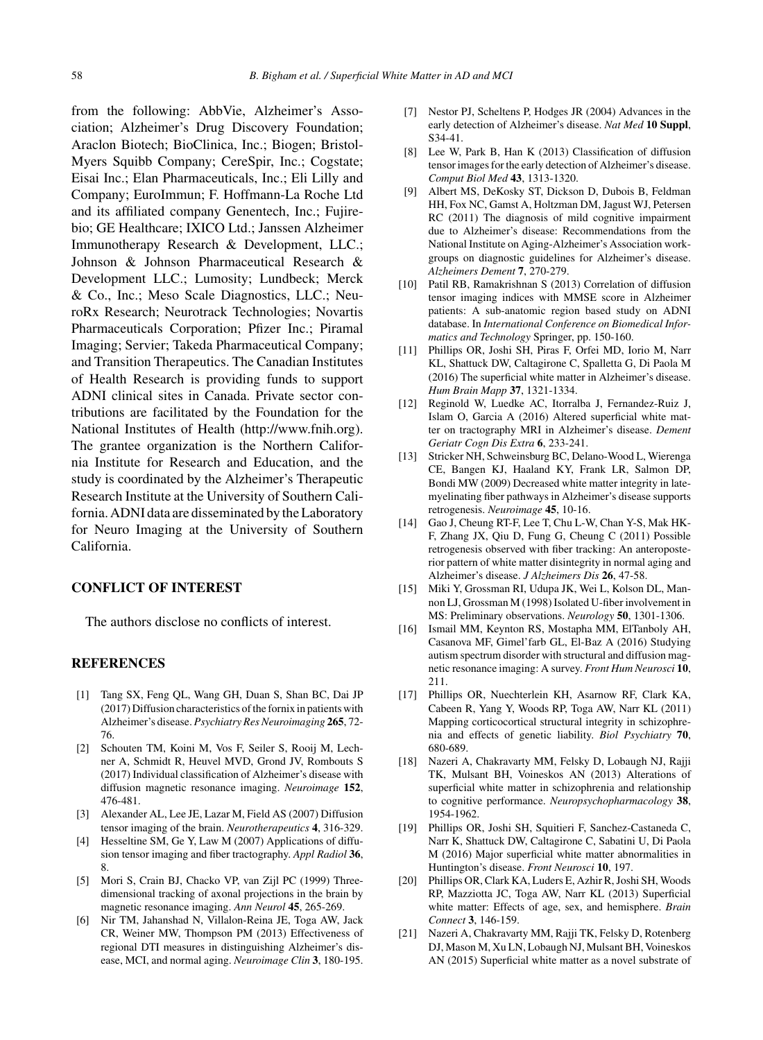from the following: AbbVie, Alzheimer's Association; Alzheimer's Drug Discovery Foundation; Araclon Biotech; BioClinica, Inc.; Biogen; Bristol-Myers Squibb Company; CereSpir, Inc.; Cogstate; Eisai Inc.; Elan Pharmaceuticals, Inc.; Eli Lilly and Company; EuroImmun; F. Hoffmann-La Roche Ltd and its affiliated company Genentech, Inc.; Fujirebio; GE Healthcare; IXICO Ltd.; Janssen Alzheimer Immunotherapy Research & Development, LLC.; Johnson & Johnson Pharmaceutical Research & Development LLC.; Lumosity; Lundbeck; Merck & Co., Inc.; Meso Scale Diagnostics, LLC.; NeuroRx Research; Neurotrack Technologies; Novartis Pharmaceuticals Corporation; Pfizer Inc.; Piramal Imaging; Servier; Takeda Pharmaceutical Company; and Transition Therapeutics. The Canadian Institutes of Health Research is providing funds to support ADNI clinical sites in Canada. Private sector contributions are facilitated by the Foundation for the National Institutes of Health (http://www.fnih.org). The grantee organization is the Northern California Institute for Research and Education, and the study is coordinated by the Alzheimer's Therapeutic Research Institute at the University of Southern California. ADNI data are disseminated by the Laboratory for Neuro Imaging at the University of Southern California.

## CONFLICT OF INTEREST

The authors disclose no conflicts of interest.

## REFERENCES

[1] Tang SX, Feng QL, Wang GH, Duan S, Shan BC, Dai JP (2017) Diffusion characteristics of the fornix in patients with Alzheimer's disease. *Psychiatry Res Neuroimaging* **265**, 72-76.

[2] Schouten TM, Koini M, Vos F, Seiler S, Rooij M, Lechner A, Schmidt R, Heuvel MVD, Grond JV, Rombouts S (2017) Individual classification of Alzheimer's disease with diffusion magnetic resonance imaging. *Neuroimage* **152**, 476-481.

[3] Alexander AL, Lee JE, Lazar M, Field AS (2007) Diffusion tensor imaging of the brain. *Neurotherapeutics* **4**, 316-329.

[4] Hesseltine SM, Ge Y, Law M (2007) Applications of diffusion tensor imaging and fiber tractography. *Appl Radiol* **36**, 8.

[5] Mori S, Crain BJ, Chacko VP, van Zijl PC (1999) Three-dimensional tracking of axonal projections in the brain by magnetic resonance imaging. *Ann Neurol* **45**, 265-269.

[6] Nir TM, Jahanshad N, Villalon-Reina JE, Toga AW, Jack CR, Weiner MW, Thompson PM (2013) Effectiveness of regional DTI measures in distinguishing Alzheimer's disease, MCI, and normal aging. *Neuroimage Clin* **3**, 180-195.

[7] Nestor PJ, Scheltens P, Hodges JR (2004) Advances in the early detection of Alzheimer's disease. *Nat Med* **10 Suppl**, S34-41.

[8] Lee W, Park B, Han K (2013) Classification of diffusion tensor images for the early detection of Alzheimer's disease. *Comput Biol Med* **43**, 1313-1320.

[9] Albert MS, DeKosky ST, Dickson D, Dubois B, Feldman HH, Fox NC, Gamst A, Holtzman DM, Jagust WJ, Petersen RC (2011) The diagnosis of mild cognitive impairment due to Alzheimer's disease: Recommendations from the National Institute on Aging-Alzheimer's Association workgroups on diagnostic guidelines for Alzheimer's disease. *Alzheimers Dement* **7**, 270-279.

[10] Patil RB, Ramakrishnan S (2013) Correlation of diffusion tensor imaging indices with MMSE score in Alzheimer patients: A sub-anatomic region based study on ADNI database. In *International Conference on Biomedical Informatics and Technology* Springer, pp. 150-160.

[11] Phillips OR, Joshi SH, Piras F, Orfei MD, Iorio M, Narr KL, Shattuck DW, Caltagirone C, Spalletta G, Di Paola M (2016) The superficial white matter in Alzheimer's disease. *Hum Brain Mapp* **37**, 1321-1334.

[12] Reginold W, Luedke AC, Itorralba J, Fernandez-Ruiz J, Islam O, Garcia A (2016) Altered superficial white matter on tractography MRI in Alzheimer's disease. *Dement Geriatr Cogn Dis Extra* **6**, 233-241.

[13] Stricker NH, Schweinsburg BC, Delano-Wood L, Wierenga CE, Bangen KJ, Haaland KY, Frank LR, Salmon DP, Bondi MW (2009) Decreased white matter integrity in late-myelinating fiber pathways in Alzheimer's disease supports retrogenesis. *Neuroimage* **45**, 10-16.

[14] Gao J, Cheung RT-F, Lee T, Chu L-W, Chan Y-S, Mak HK-F, Zhang JX, Qiu D, Fung G, Cheung C (2011) Possible retrogenesis observed with fiber tracking: An anteroposterior pattern of white matter disintegrity in normal aging and Alzheimer's disease. *J Alzheimers Dis* **26**, 47-58.

[15] Miki Y, Grossman RI, Udupa JK, Wei L, Kolson DL, Mannon LJ, Grossman M (1998) Isolated U-fiber involvement in MS: Preliminary observations. *Neurology* **50**, 1301-1306.

[16] Ismail MM, Keynton RS, Mostapha MM, ElTanboly AH, Casanova MF, Gimel'farb GL, El-Baz A (2016) Studying autism spectrum disorder with structural and diffusion magnetic resonance imaging: A survey. *Front Hum Neurosci* **10**, 211.

[17] Phillips OR, Nuechterlein KH, Asarnow RF, Clark KA, Cabeen R, Yang Y, Woods RP, Toga AW, Narr KL (2011) Mapping corticocortical structural integrity in schizophrenia and effects of genetic liability. *Biol Psychiatry* **70**, 680-689.

[18] Nazeri A, Chakravarty MM, Felsky D, Lobaugh NJ, Rajji TK, Mulsant BH, Voineskos AN (2013) Alterations of superficial white matter in schizophrenia and relationship to cognitive performance. *Neuropsychopharmacology* **38**, 1954-1962.

[19] Phillips OR, Joshi SH, Squitieri F, Sanchez-Castaneda C, Narr K, Shattuck DW, Caltagirone C, Sabatini U, Di Paola M (2016) Major superficial white matter abnormalities in Huntington's disease. *Front Neurosci* **10**, 197.

[20] Phillips OR, Clark KA, Luders E, Azhir R, Joshi SH, Woods RP, Mazziotta JC, Toga AW, Narr KL (2013) Superficial white matter: Effects of age, sex, and hemisphere. *Brain Connect* **3**, 146-159.

[21] Nazeri A, Chakravarty MM, Rajji TK, Felsky D, Rotenberg DJ, Mason M, Xu LN, Lobaugh NJ, Mulsant BH, Voineskos AN (2015) Superficial white matter as a novel substrate of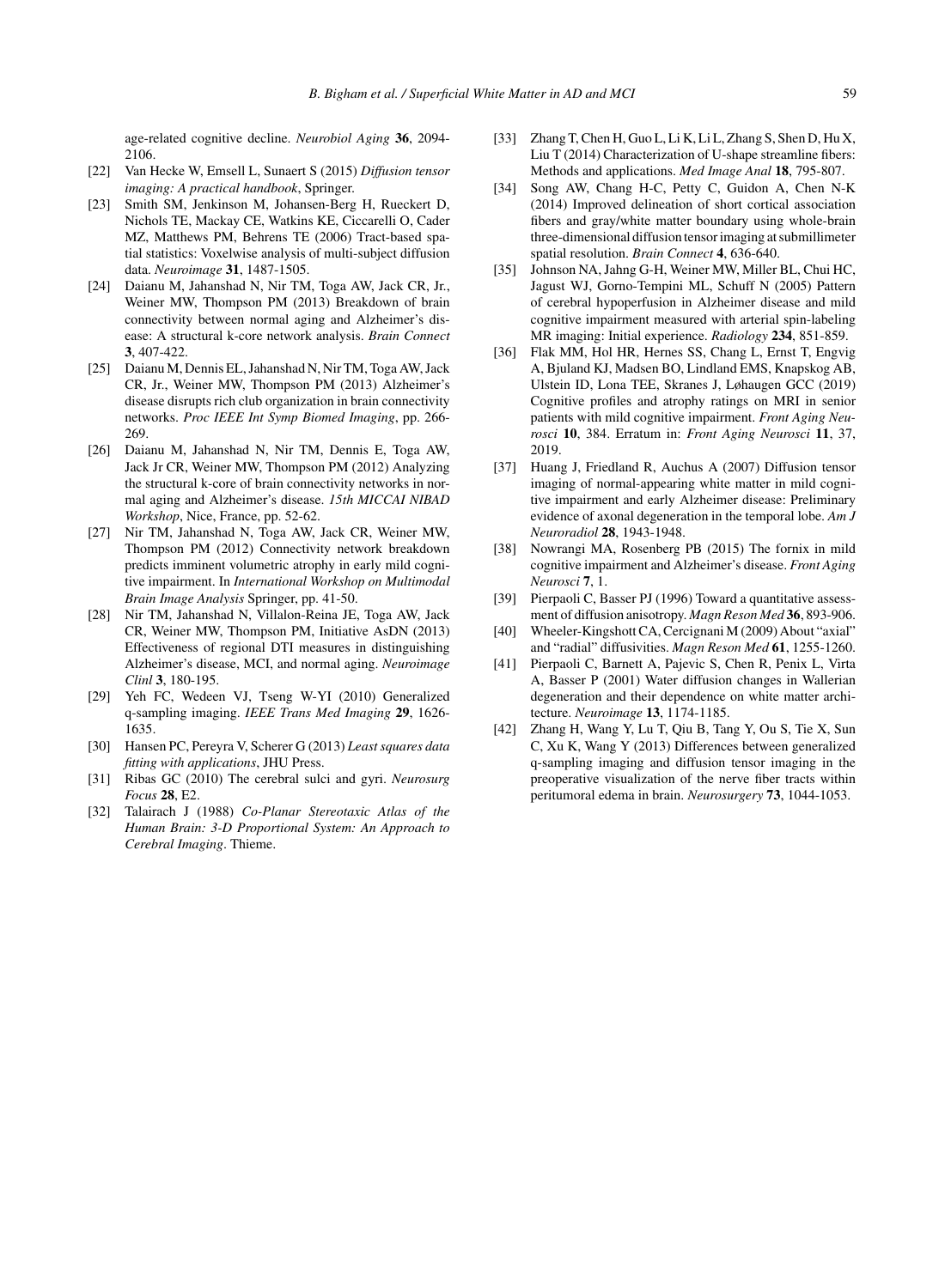age-related cognitive decline. *Neurobiol Aging* **36**, 2094-2106.

[22] Van Hecke W, Emsell L, Sunaert S (2015) *Diffusion tensor imaging: A practical handbook*, Springer.

[23] Smith SM, Jenkinson M, Johansen-Berg H, Rueckert D, Nichols TE, Mackay CE, Watkins KE, Ciccarelli O, Cader MZ, Matthews PM, Behrens TE (2006) Tract-based spatial statistics: Voxelwise analysis of multi-subject diffusion data. *Neuroimage* **31**, 1487-1505.

[24] Daianu M, Jahanshad N, Nir TM, Toga AW, Jack CR, Jr., Weiner MW, Thompson PM (2013) Breakdown of brain connectivity between normal aging and Alzheimer's disease: A structural k-core network analysis. *Brain Connect* **3**, 407-422.

[25] Daianu M, Dennis EL, Jahanshad N, Nir TM, Toga AW, Jack CR, Jr., Weiner MW, Thompson PM (2013) Alzheimer's disease disrupts rich club organization in brain connectivity networks. *Proc IEEE Int Symp Biomed Imaging*, pp. 266-269.

[26] Daianu M, Jahanshad N, Nir TM, Dennis E, Toga AW, Jack Jr CR, Weiner MW, Thompson PM (2012) Analyzing the structural k-core of brain connectivity networks in normal aging and Alzheimer's disease. *15th MICCAI NIBAD Workshop*, Nice, France, pp. 52-62.

[27] Nir TM, Jahanshad N, Toga AW, Jack CR, Weiner MW, Thompson PM (2012) Connectivity network breakdown predicts imminent volumetric atrophy in early mild cognitive impairment. In *International Workshop on Multimodal Brain Image Analysis* Springer, pp. 41-50.

[28] Nir TM, Jahanshad N, Villalon-Reina JE, Toga AW, Jack CR, Weiner MW, Thompson PM, Initiative AsDN (2013) Effectiveness of regional DTI measures in distinguishing Alzheimer's disease, MCI, and normal aging. *Neuroimage Clinl* **3**, 180-195.

[29] Yeh FC, Wedeen VJ, Tseng W-YI (2010) Generalized q-sampling imaging. *IEEE Trans Med Imaging* **29**, 1626-1635.

[30] Hansen PC, Pereyra V, Scherer G (2013) *Least squares data fitting with applications*, JHU Press.

[31] Ribas GC (2010) The cerebral sulci and gyri. *Neurosurg Focus* **28**, E2.

[32] Talairach J (1988) *Co-Planar Stereotaxic Atlas of the Human Brain: 3-D Proportional System: An Approach to Cerebral Imaging*. Thieme.

[33] Zhang T, Chen H, Guo L, Li K, Li L, Zhang S, Shen D, Hu X, Liu T (2014) Characterization of U-shape streamline fibers: Methods and applications. *Med Image Anal* **18**, 795-807.

[34] Song AW, Chang H-C, Petty C, Guidon A, Chen N-K (2014) Improved delineation of short cortical association fibers and gray/white matter boundary using whole-brain three-dimensional diffusion tensor imaging at submillimeter spatial resolution. *Brain Connect* **4**, 636-640.

[35] Johnson NA, Jahng G-H, Weiner MW, Miller BL, Chui HC, Jagust WJ, Gorno-Tempini ML, Schuff N (2005) Pattern of cerebral hypoperfusion in Alzheimer disease and mild cognitive impairment measured with arterial spin-labeling MR imaging: Initial experience. *Radiology* **234**, 851-859.

[36] Flak MM, Hol HR, Hernes SS, Chang L, Ernst T, Engvig A, Bjuland KJ, Madsen BO, Lindland EMS, Knapskog AB, Ulstein ID, Lona TEE, Skranes J, Løhaugen GCC (2019) Cognitive profiles and atrophy ratings on MRI in senior patients with mild cognitive impairment. *Front Aging Neurosci* **10**, 384. Erratum in: *Front Aging Neurosci* **11**, 37, 2019.

[37] Huang J, Friedland R, Auchus A (2007) Diffusion tensor imaging of normal-appearing white matter in mild cognitive impairment and early Alzheimer disease: Preliminary evidence of axonal degeneration in the temporal lobe. *Am J Neuroradiol* **28**, 1943-1948.

[38] Nowrangi MA, Rosenberg PB (2015) The fornix in mild cognitive impairment and Alzheimer's disease. *Front Aging Neurosci* **7**, 1.

[39] Pierpaoli C, Basser PJ (1996) Toward a quantitative assessment of diffusion anisotropy. *Magn Reson Med* **36**, 893-906.

[40] Wheeler-Kingshott CA, Cercignani M (2009) About "axial" and "radial" diffusivities. *Magn Reson Med* **61**, 1255-1260.

[41] Pierpaoli C, Barnett A, Pajevic S, Chen R, Penix L, Virta A, Basser P (2001) Water diffusion changes in Wallerian degeneration and their dependence on white matter architecture. *Neuroimage* **13**, 1174-1185.

[42] Zhang H, Wang Y, Lu T, Qiu B, Tang Y, Ou S, Tie X, Sun C, Xu K, Wang Y (2013) Differences between generalized q-sampling imaging and diffusion tensor imaging in the preoperative visualization of the nerve fiber tracts within peritumoral edema in brain. *Neurosurgery* **73**, 1044-1053.